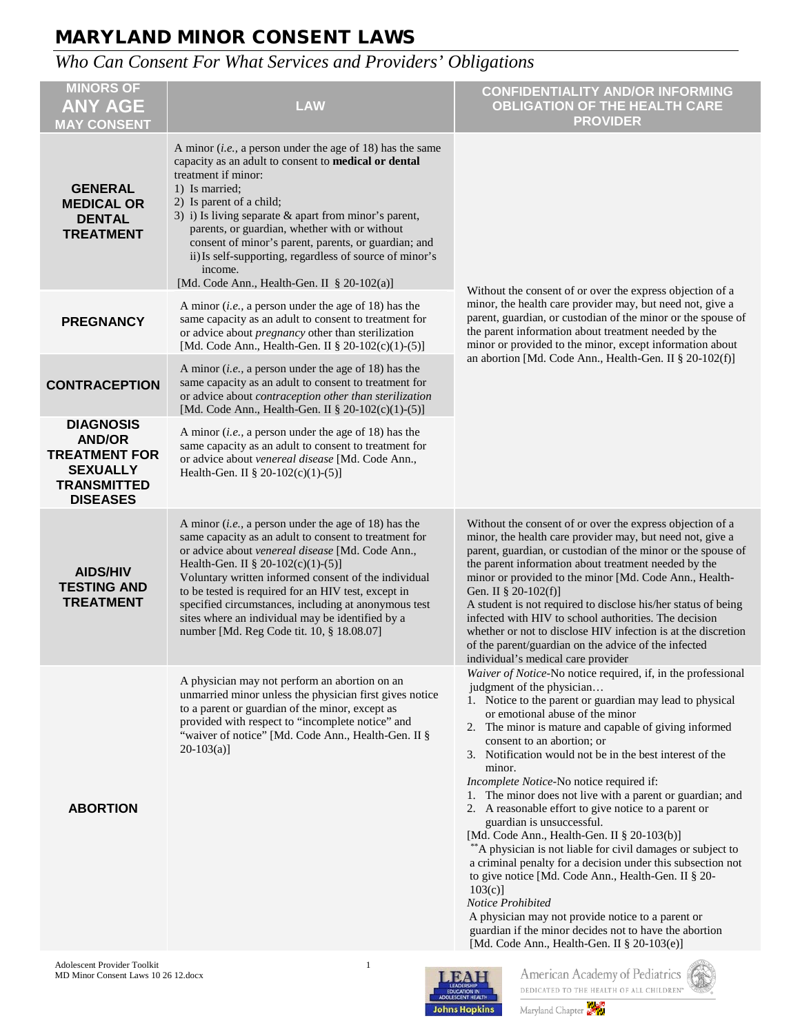# MARYLAND MINOR CONSENT LAWS

## *Who Can Consent For What Services and Providers' Obligations*

| MINORS OF **ANY AGE** MAY CONSENT | LAW | CONFIDENTIALITY AND/OR INFORMING OBLIGATION OF THE HEALTH CARE PROVIDER |
|---|---|---|
| **GENERAL MEDICAL OR DENTAL TREATMENT** | A minor (*i.e.,* a person under the age of 18) has the same capacity as an adult to consent to **medical or dental** treatment if minor:<br>1) Is married;<br>2) Is parent of a child;<br>3) i) Is living separate & apart from minor's parent, parents, or guardian, whether with or without consent of minor's parent, parents, or guardian; and<br>ii) Is self-supporting, regardless of source of minor's income.<br>[Md. Code Ann., Health-Gen. II § 20-102(a)] | Without the consent of or over the express objection of a minor, the health care provider may, but need not, give a parent, guardian, or custodian of the minor or the spouse of the parent information about treatment needed by the minor or provided to the minor, except information about an abortion [Md. Code Ann., Health-Gen. II § 20-102(f)] |
| **PREGNANCY** | A minor (*i.e.,* a person under the age of 18) has the same capacity as an adult to consent to treatment for or advice about *pregnancy* other than sterilization [Md. Code Ann., Health-Gen. II § 20-102(c)(1)-(5)] | |
| **CONTRACEPTION** | A minor (*i.e.,* a person under the age of 18) has the same capacity as an adult to consent to treatment for or advice about *contraception other than sterilization* [Md. Code Ann., Health-Gen. II § 20-102(c)(1)-(5)] | |
| **DIAGNOSIS AND/OR TREATMENT FOR SEXUALLY TRANSMITTED DISEASES** | A minor (*i.e.,* a person under the age of 18) has the same capacity as an adult to consent to treatment for or advice about *venereal disease* [Md. Code Ann., Health-Gen. II § 20-102(c)(1)-(5)] | |
| **AIDS/HIV TESTING AND TREATMENT** | A minor (*i.e.,* a person under the age of 18) has the same capacity as an adult to consent to treatment for or advice about *venereal disease* [Md. Code Ann., Health-Gen. II § 20-102(c)(1)-(5)]<br>Voluntary written informed consent of the individual to be tested is required for an HIV test, except in specified circumstances, including at anonymous test sites where an individual may be identified by a number [Md. Reg Code tit. 10, § 18.08.07] | Without the consent of or over the express objection of a minor, the health care provider may, but need not, give a parent, guardian, or custodian of the minor or the spouse of the parent information about treatment needed by the minor or provided to the minor [Md. Code Ann., Health-Gen. II § 20-102(f)]<br>A student is not required to disclose his/her status of being infected with HIV to school authorities. The decision whether or not to disclose HIV infection is at the discretion of the parent/guardian on the advice of the infected individual's medical care provider |
| **ABORTION** | A physician may not perform an abortion on an unmarried minor unless the physician first gives notice to a parent or guardian of the minor, except as provided with respect to "incomplete notice" and "waiver of notice" [Md. Code Ann., Health-Gen. II § 20-103(a)] | *Waiver of Notice*-No notice required, if, in the professional judgment of the physician…<br>1. Notice to the parent or guardian may lead to physical or emotional abuse of the minor<br>2. The minor is mature and capable of giving informed consent to an abortion; or<br>3. Notification would not be in the best interest of the minor.<br>*Incomplete Notice*-No notice required if:<br>1. The minor does not live with a parent or guardian; and<br>2. A reasonable effort to give notice to a parent or guardian is unsuccessful.<br>[Md. Code Ann., Health-Gen. II § 20-103(b)]<br>**A physician is not liable for civil damages or subject to a criminal penalty for a decision under this subsection not to give notice [Md. Code Ann., Health-Gen. II § 20-103(c)]<br>*Notice Prohibited*<br>A physician may not provide notice to a parent or guardian if the minor decides not to have the abortion [Md. Code Ann., Health-Gen. II § 20-103(e)] |

Adolescent Provider Toolkit
MD Minor Consent Laws 10 26 12.docx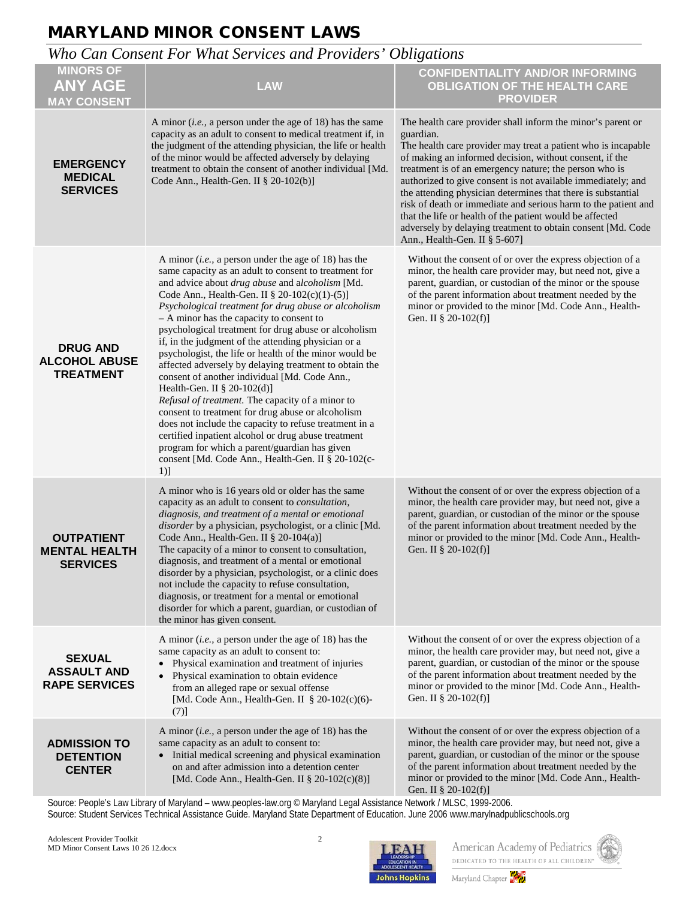# MARYLAND MINOR CONSENT LAWS

*Who Can Consent For What Services and Providers' Obligations*

| MINORS OF **ANY AGE** MAY CONSENT | LAW | CONFIDENTIALITY AND/OR INFORMING OBLIGATION OF THE HEALTH CARE PROVIDER |
|---|---|---|
| **EMERGENCY MEDICAL SERVICES** | A minor (*i.e.,* a person under the age of 18) has the same capacity as an adult to consent to medical treatment if, in the judgment of the attending physician, the life or health of the minor would be affected adversely by delaying treatment to obtain the consent of another individual [Md. Code Ann., Health-Gen. II § 20-102(b)] | The health care provider shall inform the minor's parent or guardian.<br>The health care provider may treat a patient who is incapable of making an informed decision, without consent, if the treatment is of an emergency nature; the person who is authorized to give consent is not available immediately; and the attending physician determines that there is substantial risk of death or immediate and serious harm to the patient and that the life or health of the patient would be affected adversely by delaying treatment to obtain consent [Md. Code Ann., Health-Gen. II § 5-607] |
| **DRUG AND ALCOHOL ABUSE TREATMENT** | A minor (*i.e.,* a person under the age of 18) has the same capacity as an adult to consent to treatment for and advice about *drug abuse* and a*lcoholism* [Md. Code Ann., Health-Gen. II § 20-102(c)(1)-(5)]<br>*Psychological treatment for drug abuse or alcoholism* – A minor has the capacity to consent to psychological treatment for drug abuse or alcoholism if, in the judgment of the attending physician or a psychologist, the life or health of the minor would be affected adversely by delaying treatment to obtain the consent of another individual [Md. Code Ann., Health-Gen. II § 20-102(d)]<br>*Refusal of treatment.* The capacity of a minor to consent to treatment for drug abuse or alcoholism does not include the capacity to refuse treatment in a certified inpatient alcohol or drug abuse treatment program for which a parent/guardian has given consent [Md. Code Ann., Health-Gen. II § 20-102(c-1)] | Without the consent of or over the express objection of a minor, the health care provider may, but need not, give a parent, guardian, or custodian of the minor or the spouse of the parent information about treatment needed by the minor or provided to the minor [Md. Code Ann., Health-Gen. II § 20-102(f)] |
| **OUTPATIENT MENTAL HEALTH SERVICES** | A minor who is 16 years old or older has the same capacity as an adult to consent to *consultation, diagnosis, and treatment of a mental or emotional disorder* by a physician, psychologist, or a clinic [Md. Code Ann., Health-Gen. II § 20-104(a)]<br>The capacity of a minor to consent to consultation, diagnosis, and treatment of a mental or emotional disorder by a physician, psychologist, or a clinic does not include the capacity to refuse consultation, diagnosis, or treatment for a mental or emotional disorder for which a parent, guardian, or custodian of the minor has given consent. | Without the consent of or over the express objection of a minor, the health care provider may, but need not, give a parent, guardian, or custodian of the minor or the spouse of the parent information about treatment needed by the minor or provided to the minor [Md. Code Ann., Health-Gen. II § 20-102(f)] |
| **SEXUAL ASSAULT AND RAPE SERVICES** | A minor (*i.e.,* a person under the age of 18) has the same capacity as an adult to consent to:<br>• Physical examination and treatment of injuries<br>• Physical examination to obtain evidence from an alleged rape or sexual offense<br>[Md. Code Ann., Health-Gen. II § 20-102(c)(6)-(7)] | Without the consent of or over the express objection of a minor, the health care provider may, but need not, give a parent, guardian, or custodian of the minor or the spouse of the parent information about treatment needed by the minor or provided to the minor [Md. Code Ann., Health-Gen. II § 20-102(f)] |
| **ADMISSION TO DETENTION CENTER** | A minor (*i.e.,* a person under the age of 18) has the same capacity as an adult to consent to:<br>• Initial medical screening and physical examination on and after admission into a detention center<br>[Md. Code Ann., Health-Gen. II § 20-102(c)(8)] | Without the consent of or over the express objection of a minor, the health care provider may, but need not, give a parent, guardian, or custodian of the minor or the spouse of the parent information about treatment needed by the minor or provided to the minor [Md. Code Ann., Health-Gen. II § 20-102(f)] |

Source: People's Law Library of Maryland – www.peoples-law.org © Maryland Legal Assistance Network / MLSC, 1999-2006.
Source: Student Services Technical Assistance Guide. Maryland State Department of Education. June 2006 www.marylnadpublicschools.org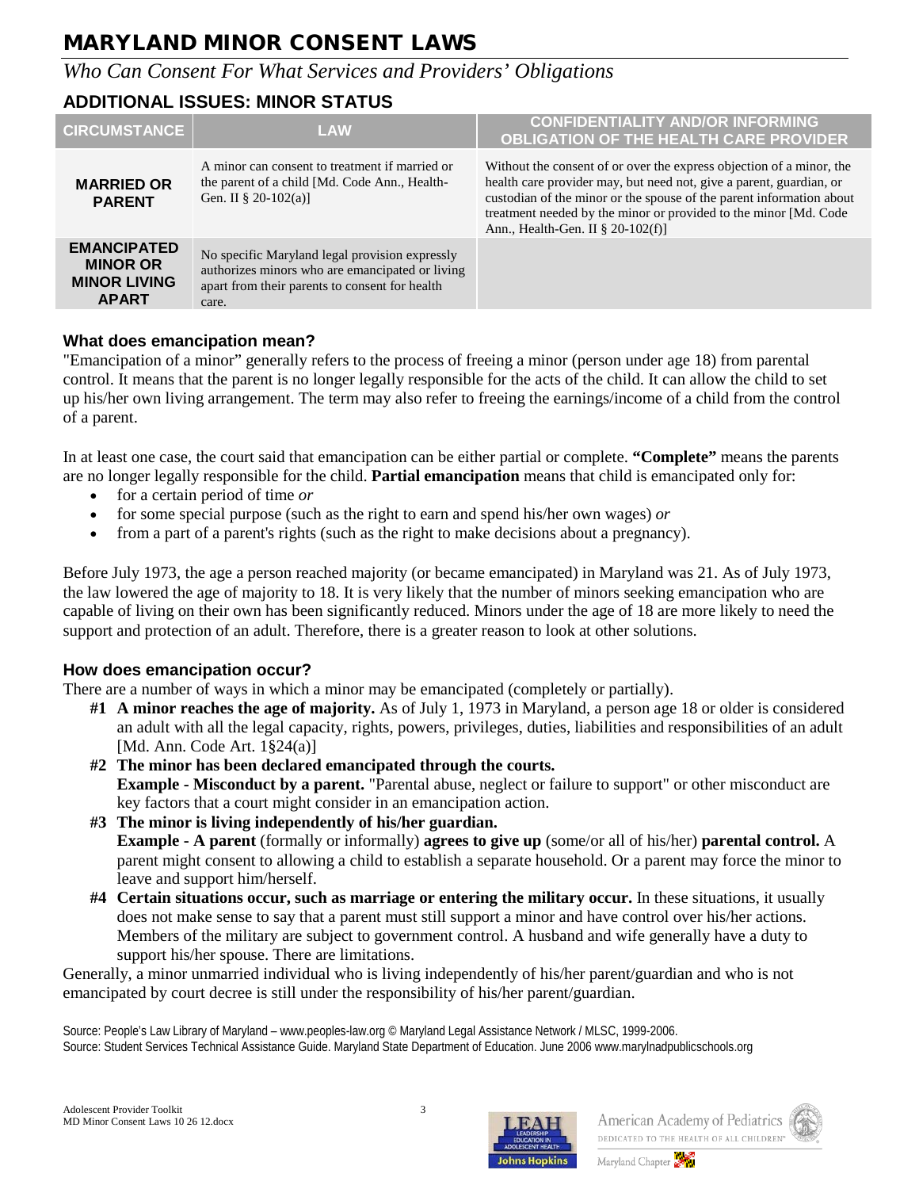# MARYLAND MINOR CONSENT LAWS

*Who Can Consent For What Services and Providers' Obligations*

## ADDITIONAL ISSUES: MINOR STATUS

| CIRCUMSTANCE | LAW | CONFIDENTIALITY AND/OR INFORMING OBLIGATION OF THE HEALTH CARE PROVIDER |
|---|---|---|
| **MARRIED OR PARENT** | A minor can consent to treatment if married or the parent of a child [Md. Code Ann., Health-Gen. II § 20-102(a)] | Without the consent of or over the express objection of a minor, the health care provider may, but need not, give a parent, guardian, or custodian of the minor or the spouse of the parent information about treatment needed by the minor or provided to the minor [Md. Code Ann., Health-Gen. II § 20-102(f)] |
| **EMANCIPATED MINOR OR MINOR LIVING APART** | No specific Maryland legal provision expressly authorizes minors who are emancipated or living apart from their parents to consent for health care. | |

### What does emancipation mean?

"Emancipation of a minor" generally refers to the process of freeing a minor (person under age 18) from parental control. It means that the parent is no longer legally responsible for the acts of the child. It can allow the child to set up his/her own living arrangement. The term may also refer to freeing the earnings/income of a child from the control of a parent.

In at least one case, the court said that emancipation can be either partial or complete. **"Complete"** means the parents are no longer legally responsible for the child. **Partial emancipation** means that child is emancipated only for:

- for a certain period of time *or*
- for some special purpose (such as the right to earn and spend his/her own wages) *or*
- from a part of a parent's rights (such as the right to make decisions about a pregnancy).

Before July 1973, the age a person reached majority (or became emancipated) in Maryland was 21. As of July 1973, the law lowered the age of majority to 18. It is very likely that the number of minors seeking emancipation who are capable of living on their own has been significantly reduced. Minors under the age of 18 are more likely to need the support and protection of an adult. Therefore, there is a greater reason to look at other solutions.

### How does emancipation occur?

There are a number of ways in which a minor may be emancipated (completely or partially).

**#1 A minor reaches the age of majority.** As of July 1, 1973 in Maryland, a person age 18 or older is considered an adult with all the legal capacity, rights, powers, privileges, duties, liabilities and responsibilities of an adult [Md. Ann. Code Art. 1§24(a)]

**#2 The minor has been declared emancipated through the courts.**
**Example - Misconduct by a parent.** "Parental abuse, neglect or failure to support" or other misconduct are key factors that a court might consider in an emancipation action.

**#3 The minor is living independently of his/her guardian.**
**Example - A parent** (formally or informally) **agrees to give up** (some/or all of his/her) **parental control.** A parent might consent to allowing a child to establish a separate household. Or a parent may force the minor to leave and support him/herself.

**#4 Certain situations occur, such as marriage or entering the military occur.** In these situations, it usually does not make sense to say that a parent must still support a minor and have control over his/her actions. Members of the military are subject to government control. A husband and wife generally have a duty to support his/her spouse. There are limitations.

Generally, a minor unmarried individual who is living independently of his/her parent/guardian and who is not emancipated by court decree is still under the responsibility of his/her parent/guardian.

Source: People's Law Library of Maryland – www.peoples-law.org © Maryland Legal Assistance Network / MLSC, 1999-2006.
Source: Student Services Technical Assistance Guide. Maryland State Department of Education. June 2006 www.marylnadpublicschools.org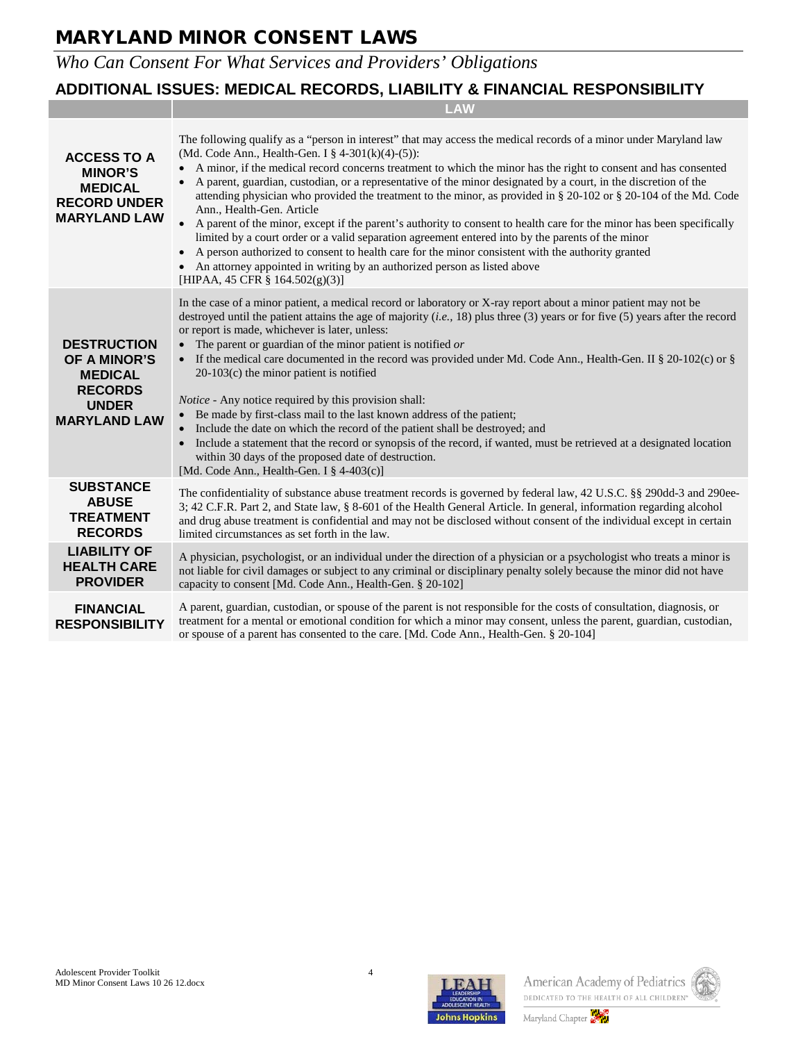# MARYLAND MINOR CONSENT LAWS

*Who Can Consent For What Services and Providers' Obligations*

## ADDITIONAL ISSUES: MEDICAL RECORDS, LIABILITY & FINANCIAL RESPONSIBILITY

| | LAW |
|---|---|
| **ACCESS TO A MINOR'S MEDICAL RECORD UNDER MARYLAND LAW** | The following qualify as a "person in interest" that may access the medical records of a minor under Maryland law (Md. Code Ann., Health-Gen. I § 4-301(k)(4)-(5)):<br>• A minor, if the medical record concerns treatment to which the minor has the right to consent and has consented<br>• A parent, guardian, custodian, or a representative of the minor designated by a court, in the discretion of the attending physician who provided the treatment to the minor, as provided in § 20-102 or § 20-104 of the Md. Code Ann., Health-Gen. Article<br>• A parent of the minor, except if the parent's authority to consent to health care for the minor has been specifically limited by a court order or a valid separation agreement entered into by the parents of the minor<br>• A person authorized to consent to health care for the minor consistent with the authority granted<br>• An attorney appointed in writing by an authorized person as listed above<br>[HIPAA, 45 CFR § 164.502(g)(3)] |
| **DESTRUCTION OF A MINOR'S MEDICAL RECORDS UNDER MARYLAND LAW** | In the case of a minor patient, a medical record or laboratory or X-ray report about a minor patient may not be destroyed until the patient attains the age of majority (*i.e.,* 18) plus three (3) years or for five (5) years after the record or report is made, whichever is later, unless:<br>• The parent or guardian of the minor patient is notified *or*<br>• If the medical care documented in the record was provided under Md. Code Ann., Health-Gen. II § 20-102(c) or § 20-103(c) the minor patient is notified<br><br>*Notice* - Any notice required by this provision shall:<br>• Be made by first-class mail to the last known address of the patient;<br>• Include the date on which the record of the patient shall be destroyed; and<br>• Include a statement that the record or synopsis of the record, if wanted, must be retrieved at a designated location within 30 days of the proposed date of destruction.<br>[Md. Code Ann., Health-Gen. I § 4-403(c)] |
| **SUBSTANCE ABUSE TREATMENT RECORDS** | The confidentiality of substance abuse treatment records is governed by federal law, 42 U.S.C. §§ 290dd-3 and 290ee-3; 42 C.F.R. Part 2, and State law, § 8-601 of the Health General Article. In general, information regarding alcohol and drug abuse treatment is confidential and may not be disclosed without consent of the individual except in certain limited circumstances as set forth in the law. |
| **LIABILITY OF HEALTH CARE PROVIDER** | A physician, psychologist, or an individual under the direction of a physician or a psychologist who treats a minor is not liable for civil damages or subject to any criminal or disciplinary penalty solely because the minor did not have capacity to consent [Md. Code Ann., Health-Gen. § 20-102] |
| **FINANCIAL RESPONSIBILITY** | A parent, guardian, custodian, or spouse of the parent is not responsible for the costs of consultation, diagnosis, or treatment for a mental or emotional condition for which a minor may consent, unless the parent, guardian, custodian, or spouse of a parent has consented to the care. [Md. Code Ann., Health-Gen. § 20-104] |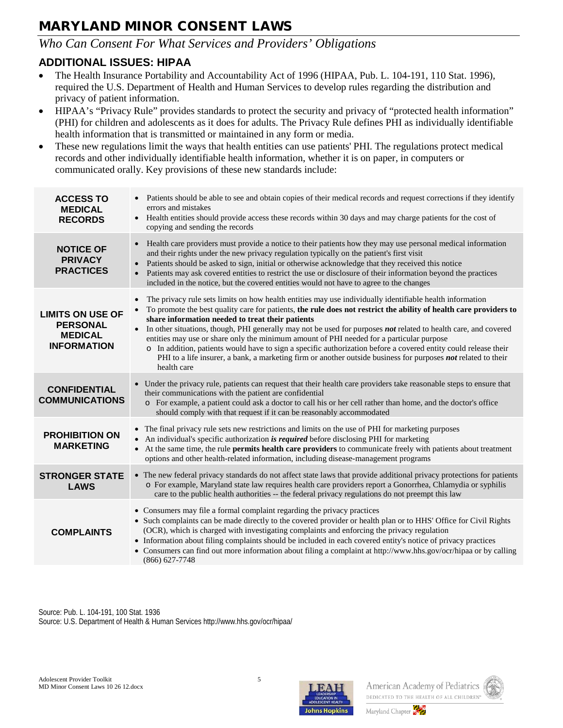# MARYLAND MINOR CONSENT LAWS

*Who Can Consent For What Services and Providers' Obligations*

## ADDITIONAL ISSUES: HIPAA

- The Health Insurance Portability and Accountability Act of 1996 (HIPAA, Pub. L. 104-191, 110 Stat. 1996), required the U.S. Department of Health and Human Services to develop rules regarding the distribution and privacy of patient information.
- HIPAA's "Privacy Rule" provides standards to protect the security and privacy of "protected health information" (PHI) for children and adolescents as it does for adults. The Privacy Rule defines PHI as individually identifiable health information that is transmitted or maintained in any form or media.
- These new regulations limit the ways that health entities can use patients' PHI. The regulations protect medical records and other individually identifiable health information, whether it is on paper, in computers or communicated orally. Key provisions of these new standards include:

| | |
|---|---|
| **ACCESS TO MEDICAL RECORDS** | • Patients should be able to see and obtain copies of their medical records and request corrections if they identify errors and mistakes<br>• Health entities should provide access these records within 30 days and may charge patients for the cost of copying and sending the records |
| **NOTICE OF PRIVACY PRACTICES** | • Health care providers must provide a notice to their patients how they may use personal medical information and their rights under the new privacy regulation typically on the patient's first visit<br>• Patients should be asked to sign, initial or otherwise acknowledge that they received this notice<br>• Patients may ask covered entities to restrict the use or disclosure of their information beyond the practices included in the notice, but the covered entities would not have to agree to the changes |
| **LIMITS ON USE OF PERSONAL MEDICAL INFORMATION** | • The privacy rule sets limits on how health entities may use individually identifiable health information<br>• To promote the best quality care for patients, **the rule does not restrict the ability of health care providers to share information needed to treat their patients**<br>• In other situations, though, PHI generally may not be used for purposes ***not*** related to health care, and covered entities may use or share only the minimum amount of PHI needed for a particular purpose<br>  ○ In addition, patients would have to sign a specific authorization before a covered entity could release their PHI to a life insurer, a bank, a marketing firm or another outside business for purposes ***not*** related to their health care |
| **CONFIDENTIAL COMMUNICATIONS** | • Under the privacy rule, patients can request that their health care providers take reasonable steps to ensure that their communications with the patient are confidential<br>  ○ For example, a patient could ask a doctor to call his or her cell rather than home, and the doctor's office should comply with that request if it can be reasonably accommodated |
| **PROHIBITION ON MARKETING** | • The final privacy rule sets new restrictions and limits on the use of PHI for marketing purposes<br>• An individual's specific authorization ***is required*** before disclosing PHI for marketing<br>• At the same time, the rule **permits health care providers** to communicate freely with patients about treatment options and other health-related information, including disease-management programs |
| **STRONGER STATE LAWS** | • The new federal privacy standards do not affect state laws that provide additional privacy protections for patients<br>  ○ For example, Maryland state law requires health care providers report a Gonorrhea, Chlamydia or syphilis care to the public health authorities -- the federal privacy regulations do not preempt this law |
| **COMPLAINTS** | • Consumers may file a formal complaint regarding the privacy practices<br>• Such complaints can be made directly to the covered provider or health plan or to HHS' Office for Civil Rights (OCR), which is charged with investigating complaints and enforcing the privacy regulation<br>• Information about filing complaints should be included in each covered entity's notice of privacy practices<br>• Consumers can find out more information about filing a complaint at http://www.hhs.gov/ocr/hipaa or by calling (866) 627-7748 |

Source: Pub. L. 104-191, 100 Stat. 1936
Source: U.S. Department of Health & Human Services http://www.hhs.gov/ocr/hipaa/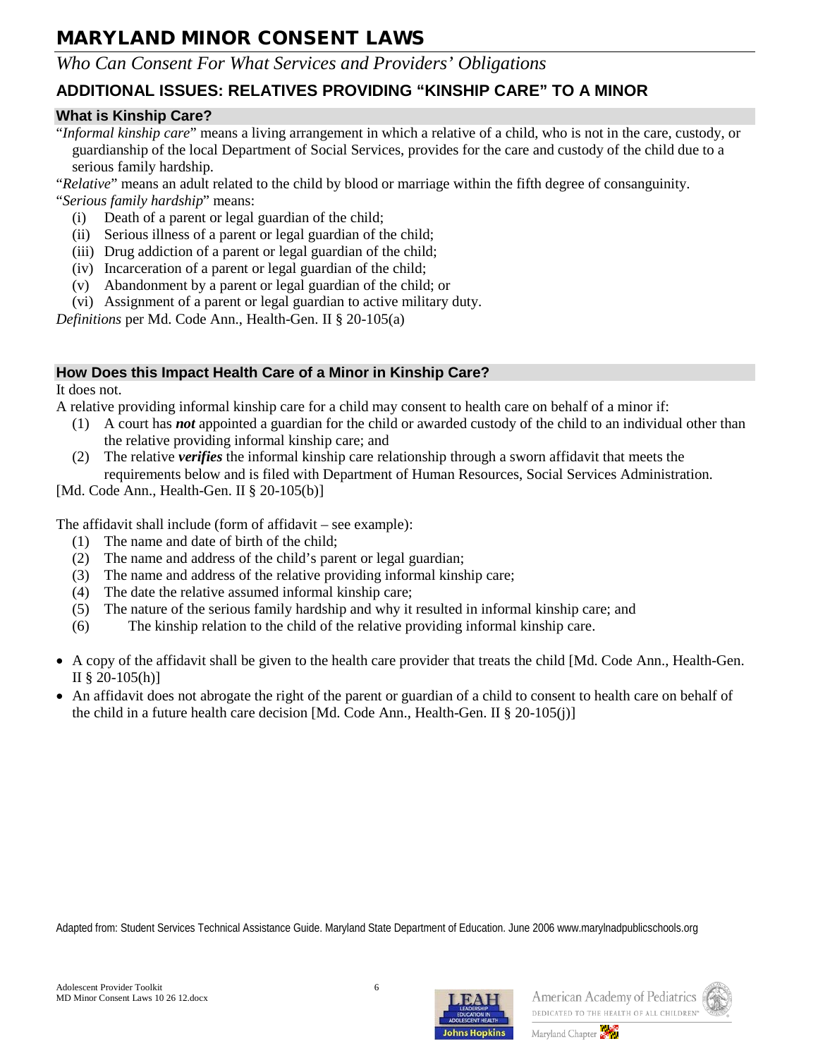# MARYLAND MINOR CONSENT LAWS

*Who Can Consent For What Services and Providers' Obligations*

## ADDITIONAL ISSUES: RELATIVES PROVIDING "KINSHIP CARE" TO A MINOR

### What is Kinship Care?

"*Informal kinship care*" means a living arrangement in which a relative of a child, who is not in the care, custody, or guardianship of the local Department of Social Services, provides for the care and custody of the child due to a serious family hardship.

"*Relative*" means an adult related to the child by blood or marriage within the fifth degree of consanguinity.

"*Serious family hardship*" means:

(i) Death of a parent or legal guardian of the child;
(ii) Serious illness of a parent or legal guardian of the child;
(iii) Drug addiction of a parent or legal guardian of the child;
(iv) Incarceration of a parent or legal guardian of the child;
(v) Abandonment by a parent or legal guardian of the child; or
(vi) Assignment of a parent or legal guardian to active military duty.

*Definitions* per Md. Code Ann., Health-Gen. II § 20-105(a)

### How Does this Impact Health Care of a Minor in Kinship Care?

It does not.

A relative providing informal kinship care for a child may consent to health care on behalf of a minor if:

(1) A court has ***not*** appointed a guardian for the child or awarded custody of the child to an individual other than the relative providing informal kinship care; and
(2) The relative ***verifies*** the informal kinship care relationship through a sworn affidavit that meets the requirements below and is filed with Department of Human Resources, Social Services Administration.

[Md. Code Ann., Health-Gen. II § 20-105(b)]

The affidavit shall include (form of affidavit – see example):

(1) The name and date of birth of the child;
(2) The name and address of the child's parent or legal guardian;
(3) The name and address of the relative providing informal kinship care;
(4) The date the relative assumed informal kinship care;
(5) The nature of the serious family hardship and why it resulted in informal kinship care; and
(6) The kinship relation to the child of the relative providing informal kinship care.

- A copy of the affidavit shall be given to the health care provider that treats the child [Md. Code Ann., Health-Gen. II § 20-105(h)]
- An affidavit does not abrogate the right of the parent or guardian of a child to consent to health care on behalf of the child in a future health care decision [Md. Code Ann., Health-Gen. II § 20-105(j)]

Adapted from: Student Services Technical Assistance Guide. Maryland State Department of Education. June 2006 www.marylnadpublicschools.org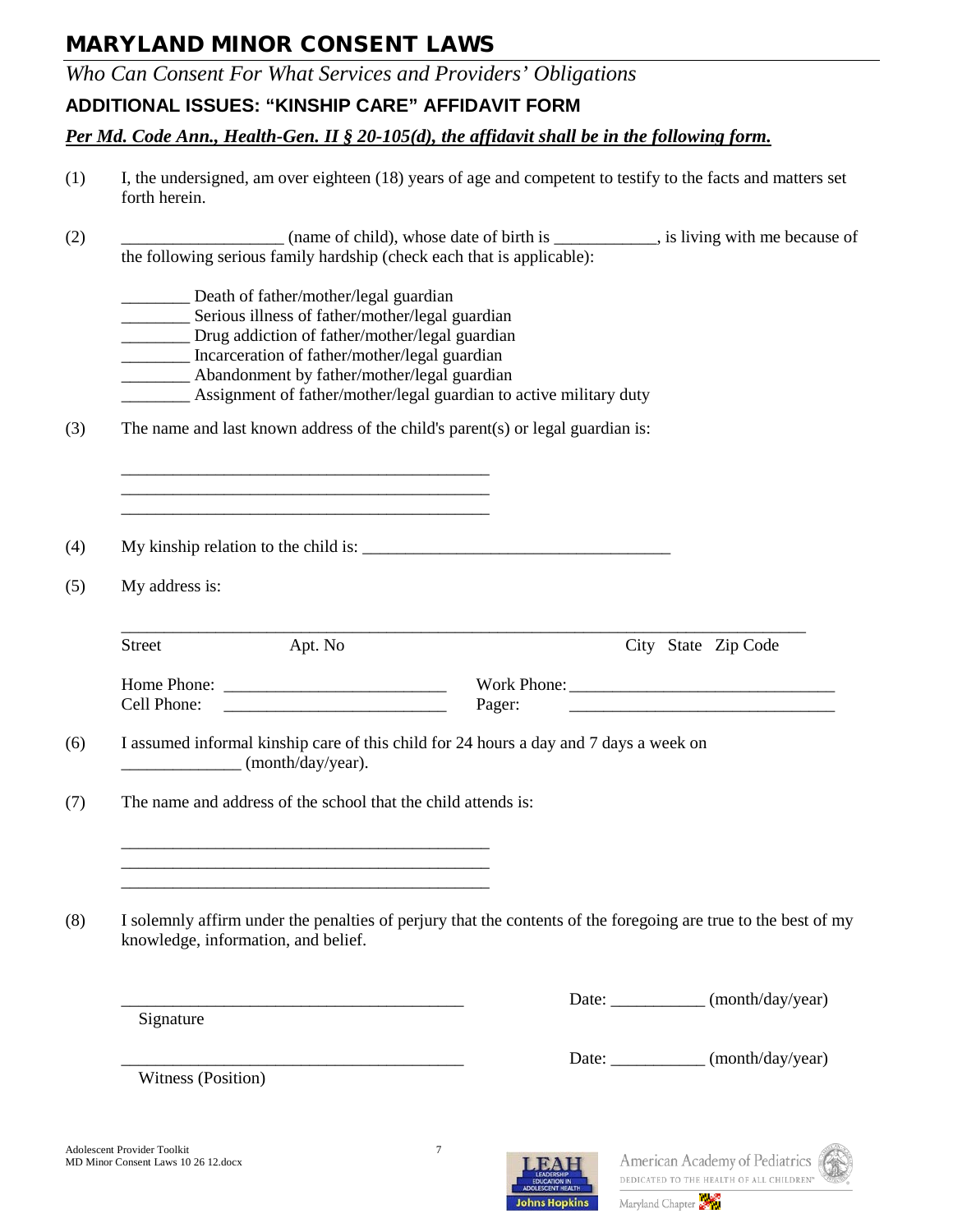# MARYLAND MINOR CONSENT LAWS

*Who Can Consent For What Services and Providers' Obligations*

## ADDITIONAL ISSUES: "KINSHIP CARE" AFFIDAVIT FORM

***Per Md. Code Ann., Health-Gen. II § 20-105(d), the affidavit shall be in the following form.***

(1) I, the undersigned, am over eighteen (18) years of age and competent to testify to the facts and matters set forth herein.

(2) ___________________ (name of child), whose date of birth is ____________, is living with me because of the following serious family hardship (check each that is applicable):

________ Death of father/mother/legal guardian
________ Serious illness of father/mother/legal guardian
________ Drug addiction of father/mother/legal guardian
________ Incarceration of father/mother/legal guardian
________ Abandonment by father/mother/legal guardian
________ Assignment of father/mother/legal guardian to active military duty

(3) The name and last known address of the child's parent(s) or legal guardian is:

_____________________________________________
_____________________________________________
_____________________________________________

(4) My kinship relation to the child is: _____________________________________

(5) My address is:

___________________________________________________________________________

Street Apt. No City State Zip Code

Home Phone: __________________________ Work Phone: ______________________________
Cell Phone: __________________________ Pager: ______________________________

(6) I assumed informal kinship care of this child for 24 hours a day and 7 days a week on ______________ (month/day/year).

(7) The name and address of the school that the child attends is:

_____________________________________________
_____________________________________________
_____________________________________________

(8) I solemnly affirm under the penalties of perjury that the contents of the foregoing are true to the best of my knowledge, information, and belief.

_________________________________________ Date: ___________ (month/day/year)
Signature

_________________________________________ Date: ___________ (month/day/year)
Witness (Position)